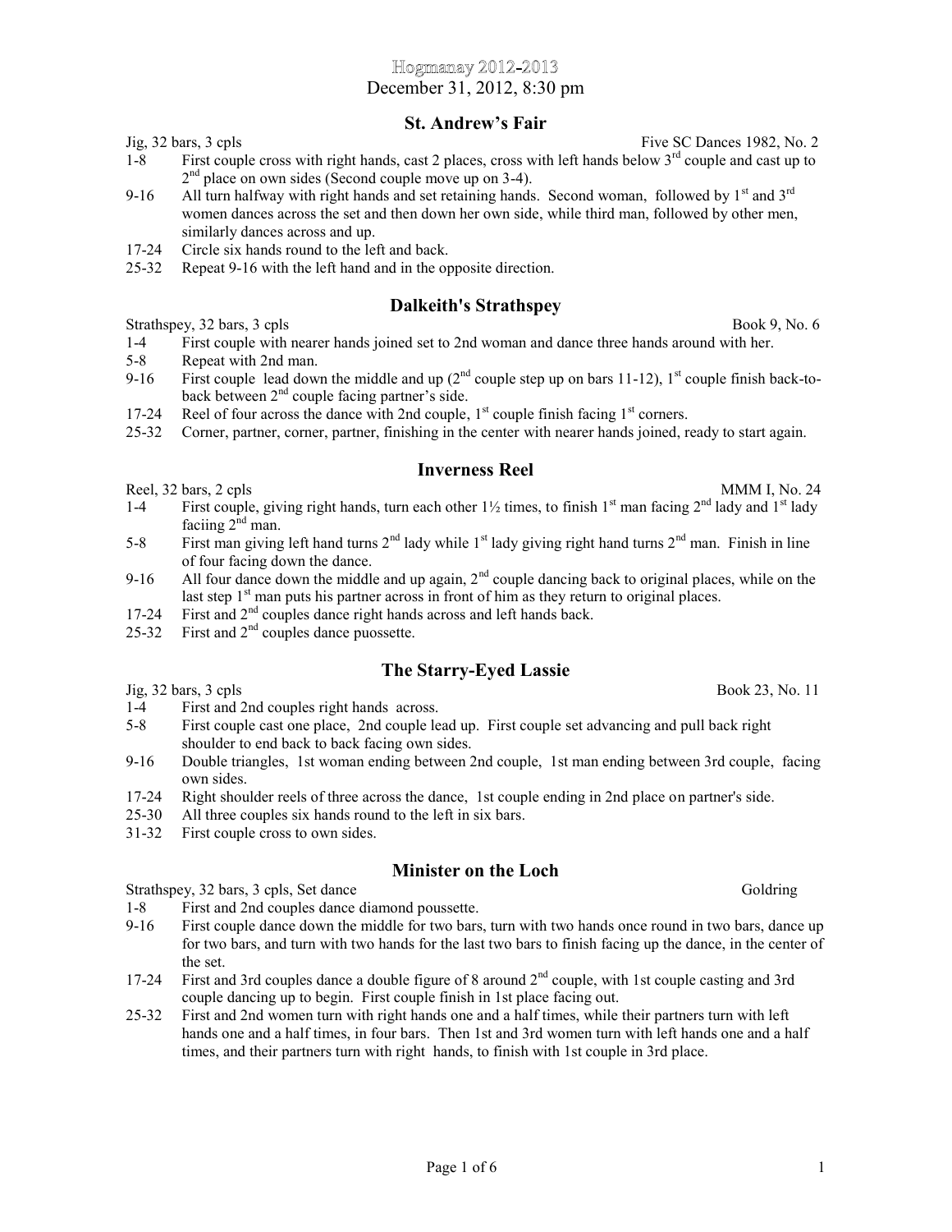# Hogmanay 2012-2013

December 31, 2012, 8:30 pm

## St. Andrew's Fair

Jig, 32 bars, 3 cpls — Five SC Dances 1982, No. 2

1-8 First couple cross with right hands, cast 2 places, cross with left hands below 3rd couple and cast up to 2nd place on own sides (Second couple move up on 3-4).

9-16 All turn halfway with right hands and set retaining hands. Second woman, followed by 1st and 3rd women dances across the set and then down her own side, while third man, followed by other men, similarly dances across and up.

17-24 Circle six hands round to the left and back.

25-32 Repeat 9-16 with the left hand and in the opposite direction.

## Dalkeith's Strathspey

Strathspey, 32 bars, 3 cpls — Book 9, No. 6

1-4 First couple with nearer hands joined set to 2nd woman and dance three hands around with her.

5-8 Repeat with 2nd man.

9-16 First couple lead down the middle and up (2nd couple step up on bars 11-12), 1st couple finish back-to-back between 2nd couple facing partner's side.

17-24 Reel of four across the dance with 2nd couple, 1st couple finish facing 1st corners.

25-32 Corner, partner, corner, partner, finishing in the center with nearer hands joined, ready to start again.

## Inverness Reel

Reel, 32 bars, 2 cpls — MMM I, No. 24

1-4 First couple, giving right hands, turn each other 1½ times, to finish 1st man facing 2nd lady and 1st lady faciing 2nd man.

5-8 First man giving left hand turns 2nd lady while 1st lady giving right hand turns 2nd man. Finish in line of four facing down the dance.

9-16 All four dance down the middle and up again, 2nd couple dancing back to original places, while on the last step 1st man puts his partner across in front of him as they return to original places.

17-24 First and 2nd couples dance right hands across and left hands back.

25-32 First and 2nd couples dance puossette.

## The Starry-Eyed Lassie

Jig, 32 bars, 3 cpls — Book 23, No. 11

1-4 First and 2nd couples right hands across.

5-8 First couple cast one place, 2nd couple lead up. First couple set advancing and pull back right shoulder to end back to back facing own sides.

9-16 Double triangles, 1st woman ending between 2nd couple, 1st man ending between 3rd couple, facing own sides.

17-24 Right shoulder reels of three across the dance, 1st couple ending in 2nd place on partner's side.

25-30 All three couples six hands round to the left in six bars.

31-32 First couple cross to own sides.

## Minister on the Loch

Strathspey, 32 bars, 3 cpls, Set dance — Goldring

1-8 First and 2nd couples dance diamond poussette.

9-16 First couple dance down the middle for two bars, turn with two hands once round in two bars, dance up for two bars, and turn with two hands for the last two bars to finish facing up the dance, in the center of the set.

17-24 First and 3rd couples dance a double figure of 8 around 2nd couple, with 1st couple casting and 3rd couple dancing up to begin. First couple finish in 1st place facing out.

25-32 First and 2nd women turn with right hands one and a half times, while their partners turn with left hands one and a half times, in four bars. Then 1st and 3rd women turn with left hands one and a half times, and their partners turn with right hands, to finish with 1st couple in 3rd place.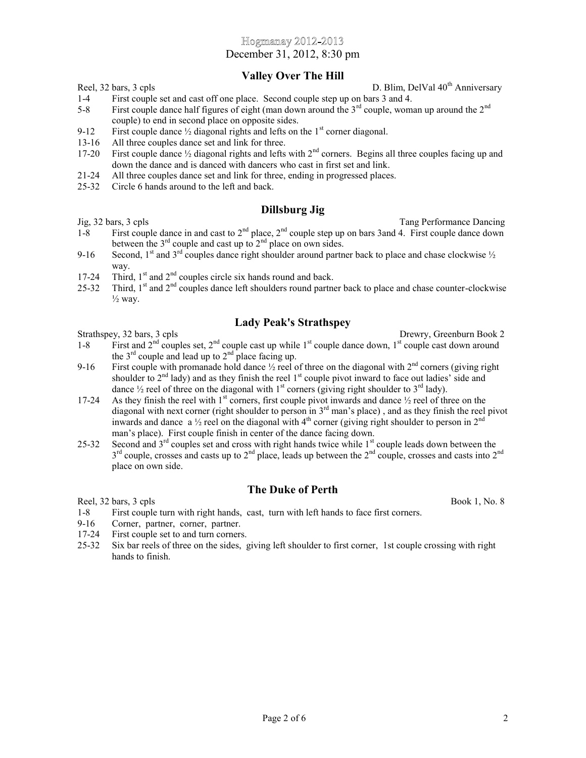# Hogmanay 2012-2013

December 31, 2012, 8:30 pm

## Valley Over The Hill

Reel, 32 bars, 3 cpls — D. Blim, DelVal 40th Anniversary

- 1-4 First couple set and cast off one place. Second couple step up on bars 3 and 4.
- 5-8 First couple dance half figures of eight (man down around the 3rd couple, woman up around the 2nd couple) to end in second place on opposite sides.
- 9-12 First couple dance ½ diagonal rights and lefts on the 1st corner diagonal.
- 13-16 All three couples dance set and link for three.
- 17-20 First couple dance ½ diagonal rights and lefts with 2nd corners. Begins all three couples facing up and down the dance and is danced with dancers who cast in first set and link.
- 21-24 All three couples dance set and link for three, ending in progressed places.
- 25-32 Circle 6 hands around to the left and back.

## Dillsburg Jig

Jig, 32 bars, 3 cpls — Tang Performance Dancing

- 1-8 First couple dance in and cast to 2nd place, 2nd couple step up on bars 3and 4. First couple dance down between the 3rd couple and cast up to 2nd place on own sides.
- 9-16 Second, 1st and 3rd couples dance right shoulder around partner back to place and chase clockwise ½ way.
- 17-24 Third, 1st and 2nd couples circle six hands round and back.
- 25-32 Third, 1st and 2nd couples dance left shoulders round partner back to place and chase counter-clockwise ½ way.

## Lady Peak's Strathspey

Strathspey, 32 bars, 3 cpls — Drewry, Greenburn Book 2

- 1-8 First and 2nd couples set, 2nd couple cast up while 1st couple dance down, 1st couple cast down around the 3rd couple and lead up to 2nd place facing up.
- 9-16 First couple with promanade hold dance ½ reel of three on the diagonal with 2nd corners (giving right shoulder to 2nd lady) and as they finish the reel 1st couple pivot inward to face out ladies' side and dance ½ reel of three on the diagonal with 1st corners (giving right shoulder to 3rd lady).
- 17-24 As they finish the reel with 1st corners, first couple pivot inwards and dance ½ reel of three on the diagonal with next corner (right shoulder to person in 3rd man's place) , and as they finish the reel pivot inwards and dance a ½ reel on the diagonal with 4th corner (giving right shoulder to person in 2nd man's place). First couple finish in center of the dance facing down.
- 25-32 Second and 3rd couples set and cross with right hands twice while 1st couple leads down between the 3rd couple, crosses and casts up to 2nd place, leads up between the 2nd couple, crosses and casts into 2nd place on own side.

## The Duke of Perth

Reel, 32 bars, 3 cpls — Book 1, No. 8

- 1-8 First couple turn with right hands, cast, turn with left hands to face first corners.
- 9-16 Corner, partner, corner, partner.
- 17-24 First couple set to and turn corners.
- 25-32 Six bar reels of three on the sides, giving left shoulder to first corner, 1st couple crossing with right hands to finish.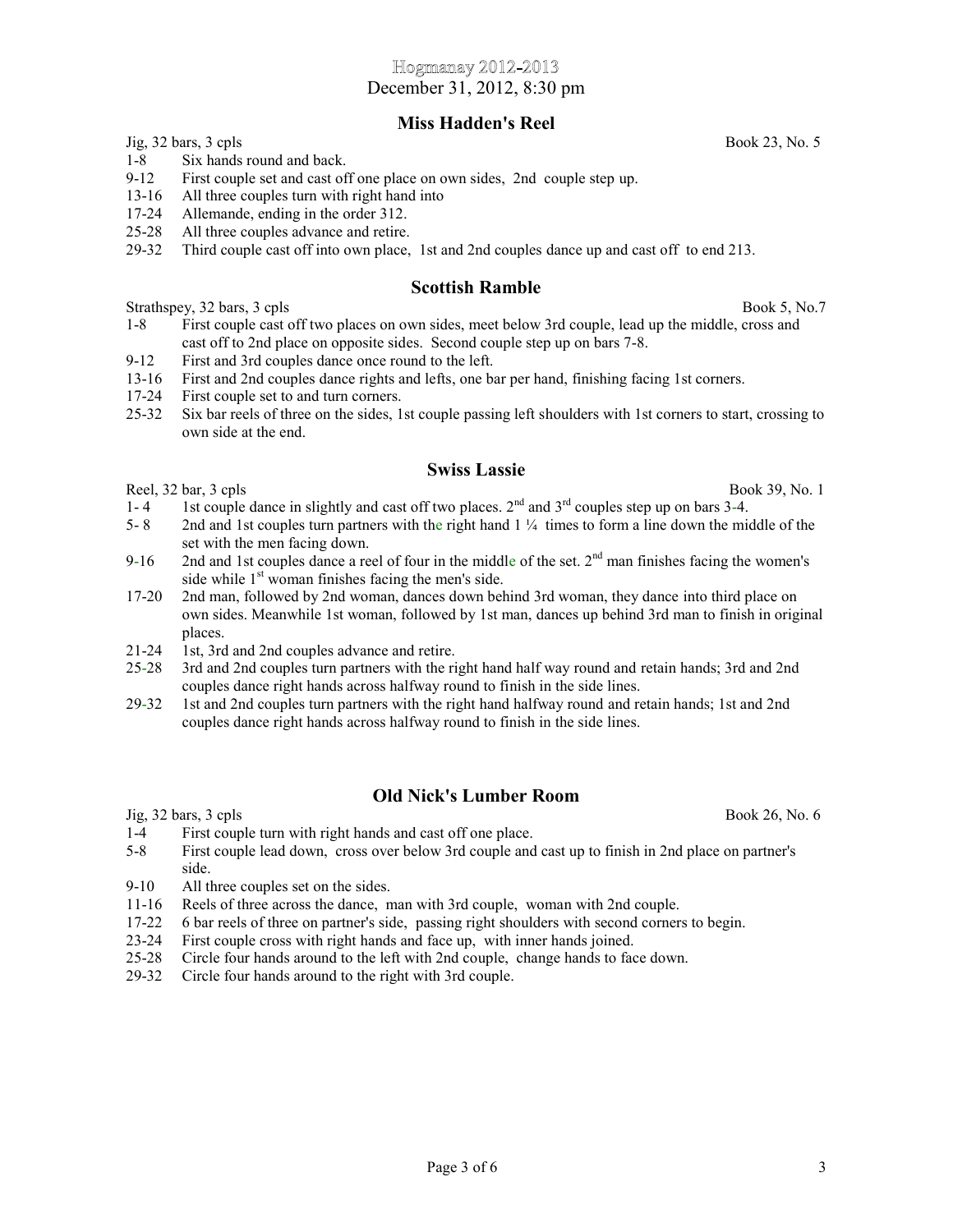# Hogmanay 2012-2013

December 31, 2012, 8:30 pm

## Miss Hadden's Reel

Jig, 32 bars, 3 cpls — Book 23, No. 5

- 1-8 Six hands round and back.
- 9-12 First couple set and cast off one place on own sides, 2nd couple step up.
- 13-16 All three couples turn with right hand into
- 17-24 Allemande, ending in the order 312.
- 25-28 All three couples advance and retire.
- 29-32 Third couple cast off into own place, 1st and 2nd couples dance up and cast off to end 213.

## Scottish Ramble

Strathspey, 32 bars, 3 cpls — Book 5, No.7

- 1-8 First couple cast off two places on own sides, meet below 3rd couple, lead up the middle, cross and cast off to 2nd place on opposite sides. Second couple step up on bars 7-8.
- 9-12 First and 3rd couples dance once round to the left.
- 13-16 First and 2nd couples dance rights and lefts, one bar per hand, finishing facing 1st corners.
- 17-24 First couple set to and turn corners.
- 25-32 Six bar reels of three on the sides, 1st couple passing left shoulders with 1st corners to start, crossing to own side at the end.

## Swiss Lassie

Reel, 32 bar, 3 cpls — Book 39, No. 1

- 1- 4 1st couple dance in slightly and cast off two places. 2nd and 3rd couples step up on bars 3-4.
- 5- 8 2nd and 1st couples turn partners with the right hand 1 ¼ times to form a line down the middle of the set with the men facing down.
- 9-16 2nd and 1st couples dance a reel of four in the middle of the set. 2nd man finishes facing the women's side while 1st woman finishes facing the men's side.
- 17-20 2nd man, followed by 2nd woman, dances down behind 3rd woman, they dance into third place on own sides. Meanwhile 1st woman, followed by 1st man, dances up behind 3rd man to finish in original places.
- 21-24 1st, 3rd and 2nd couples advance and retire.
- 25-28 3rd and 2nd couples turn partners with the right hand half way round and retain hands; 3rd and 2nd couples dance right hands across halfway round to finish in the side lines.
- 29-32 1st and 2nd couples turn partners with the right hand halfway round and retain hands; 1st and 2nd couples dance right hands across halfway round to finish in the side lines.

## Old Nick's Lumber Room

Jig, 32 bars, 3 cpls — Book 26, No. 6

- 1-4 First couple turn with right hands and cast off one place.
- 5-8 First couple lead down, cross over below 3rd couple and cast up to finish in 2nd place on partner's side.
- 9-10 All three couples set on the sides.
- 11-16 Reels of three across the dance, man with 3rd couple, woman with 2nd couple.
- 17-22 6 bar reels of three on partner's side, passing right shoulders with second corners to begin.
- 23-24 First couple cross with right hands and face up, with inner hands joined.
- 25-28 Circle four hands around to the left with 2nd couple, change hands to face down.
- 29-32 Circle four hands around to the right with 3rd couple.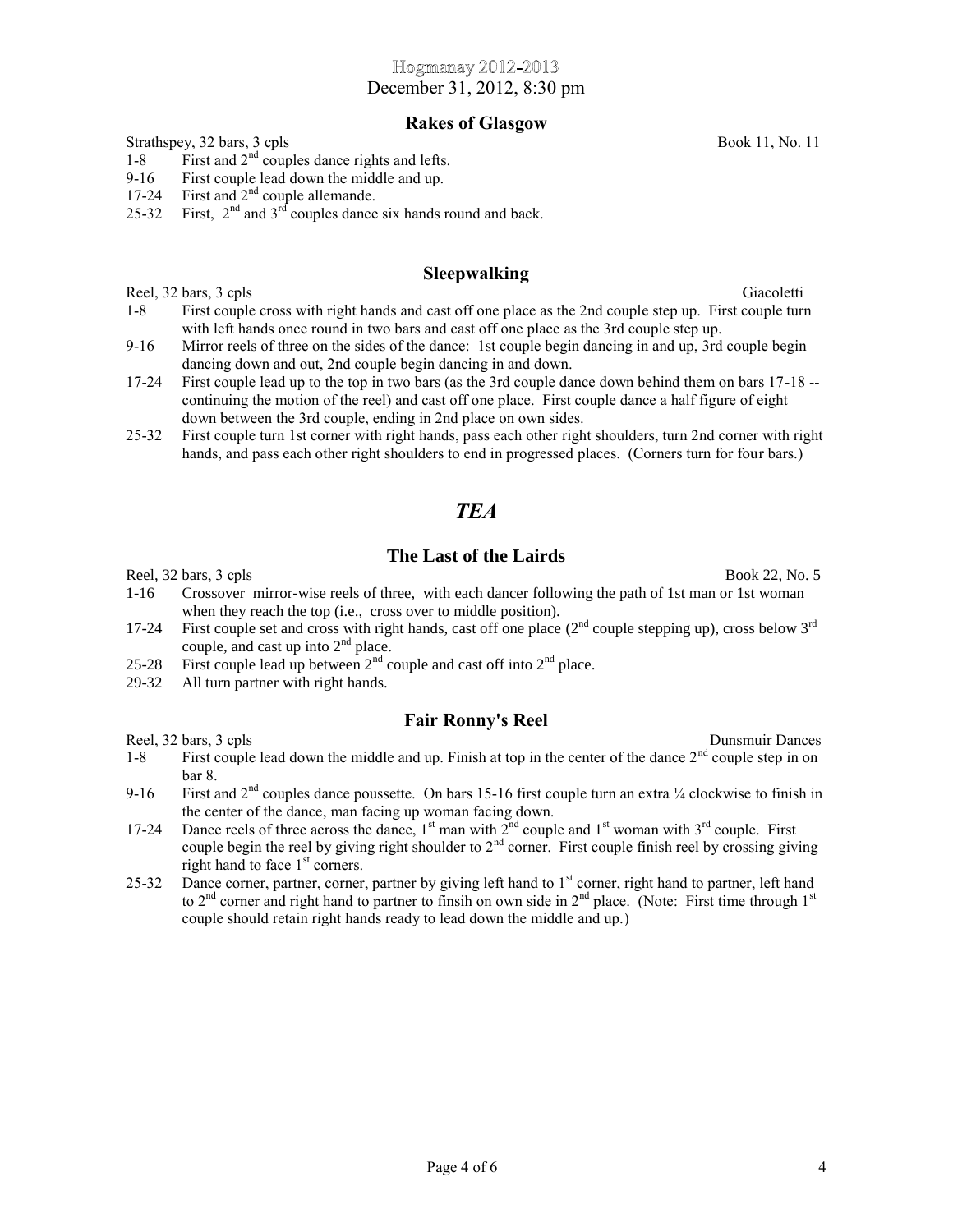Hogmanay 2012-2013

December 31, 2012, 8:30 pm

## Rakes of Glasgow

Strathspey, 32 bars, 3 cpls — Book 11, No. 11

- 1-8 First and 2nd couples dance rights and lefts.
- 9-16 First couple lead down the middle and up.
- 17-24 First and 2nd couple allemande.
- 25-32 First, 2nd and 3rd couples dance six hands round and back.

## Sleepwalking

Reel, 32 bars, 3 cpls — Giacoletti

- 1-8 First couple cross with right hands and cast off one place as the 2nd couple step up. First couple turn with left hands once round in two bars and cast off one place as the 3rd couple step up.
- 9-16 Mirror reels of three on the sides of the dance: 1st couple begin dancing in and up, 3rd couple begin dancing down and out, 2nd couple begin dancing in and down.
- 17-24 First couple lead up to the top in two bars (as the 3rd couple dance down behind them on bars 17-18 -- continuing the motion of the reel) and cast off one place. First couple dance a half figure of eight down between the 3rd couple, ending in 2nd place on own sides.
- 25-32 First couple turn 1st corner with right hands, pass each other right shoulders, turn 2nd corner with right hands, and pass each other right shoulders to end in progressed places. (Corners turn for four bars.)

## *TEA*

## The Last of the Lairds

Reel, 32 bars, 3 cpls — Book 22, No. 5

- 1-16 Crossover mirror-wise reels of three, with each dancer following the path of 1st man or 1st woman when they reach the top (i.e., cross over to middle position).
- 17-24 First couple set and cross with right hands, cast off one place (2nd couple stepping up), cross below 3rd couple, and cast up into 2nd place.
- 25-28 First couple lead up between 2nd couple and cast off into 2nd place.
- 29-32 All turn partner with right hands.

## Fair Ronny's Reel

Reel, 32 bars, 3 cpls — Dunsmuir Dances

- 1-8 First couple lead down the middle and up. Finish at top in the center of the dance 2nd couple step in on bar 8.
- 9-16 First and 2nd couples dance poussette. On bars 15-16 first couple turn an extra ¼ clockwise to finish in the center of the dance, man facing up woman facing down.
- 17-24 Dance reels of three across the dance, 1st man with 2nd couple and 1st woman with 3rd couple. First couple begin the reel by giving right shoulder to 2nd corner. First couple finish reel by crossing giving right hand to face 1st corners.
- 25-32 Dance corner, partner, corner, partner by giving left hand to 1st corner, right hand to partner, left hand to 2nd corner and right hand to partner to finsih on own side in 2nd place. (Note: First time through 1st couple should retain right hands ready to lead down the middle and up.)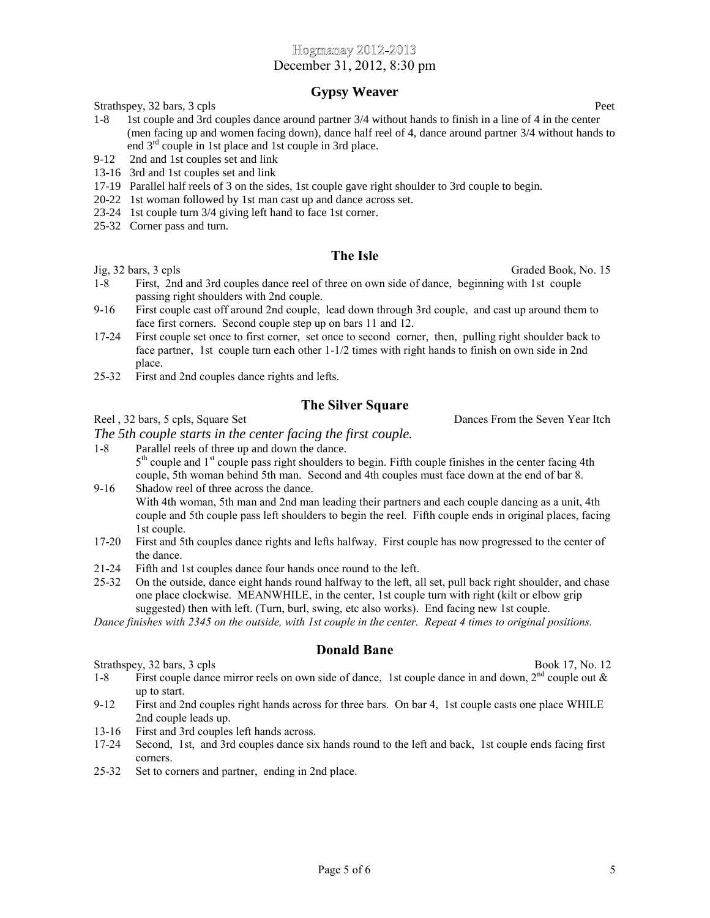Hogmanay 2012-2013

December 31, 2012, 8:30 pm

## Gypsy Weaver

Strathspey, 32 bars, 3 cpls  Peet

- 1-8 1st couple and 3rd couples dance around partner 3/4 without hands to finish in a line of 4 in the center (men facing up and women facing down), dance half reel of 4, dance around partner 3/4 without hands to end 3rd couple in 1st place and 1st couple in 3rd place.
- 9-12 2nd and 1st couples set and link
- 13-16 3rd and 1st couples set and link
- 17-19 Parallel half reels of 3 on the sides, 1st couple gave right shoulder to 3rd couple to begin.
- 20-22 1st woman followed by 1st man cast up and dance across set.
- 23-24 1st couple turn 3/4 giving left hand to face 1st corner.
- 25-32 Corner pass and turn.

## The Isle

Jig, 32 bars, 3 cpls  Graded Book, No. 15

- 1-8 First, 2nd and 3rd couples dance reel of three on own side of dance, beginning with 1st couple passing right shoulders with 2nd couple.
- 9-16 First couple cast off around 2nd couple, lead down through 3rd couple, and cast up around them to face first corners. Second couple step up on bars 11 and 12.
- 17-24 First couple set once to first corner, set once to second corner, then, pulling right shoulder back to face partner, 1st couple turn each other 1-1/2 times with right hands to finish on own side in 2nd place.
- 25-32 First and 2nd couples dance rights and lefts.

## The Silver Square

Reel , 32 bars, 5 cpls, Square Set  Dances From the Seven Year Itch

*The 5th couple starts in the center facing the first couple.*

- 1-8 Parallel reels of three up and down the dance.
  5th couple and 1st couple pass right shoulders to begin. Fifth couple finishes in the center facing 4th couple, 5th woman behind 5th man. Second and 4th couples must face down at the end of bar 8.
- 9-16 Shadow reel of three across the dance.
  With 4th woman, 5th man and 2nd man leading their partners and each couple dancing as a unit, 4th couple and 5th couple pass left shoulders to begin the reel. Fifth couple ends in original places, facing 1st couple.
- 17-20 First and 5th couples dance rights and lefts halfway. First couple has now progressed to the center of the dance.
- 21-24 Fifth and 1st couples dance four hands once round to the left.
- 25-32 On the outside, dance eight hands round halfway to the left, all set, pull back right shoulder, and chase one place clockwise. MEANWHILE, in the center, 1st couple turn with right (kilt or elbow grip suggested) then with left. (Turn, burl, swing, etc also works). End facing new 1st couple.

*Dance finishes with 2345 on the outside, with 1st couple in the center. Repeat 4 times to original positions.*

## Donald Bane

Strathspey, 32 bars, 3 cpls  Book 17, No. 12

- 1-8 First couple dance mirror reels on own side of dance, 1st couple dance in and down, 2nd couple out & up to start.
- 9-12 First and 2nd couples right hands across for three bars. On bar 4, 1st couple casts one place WHILE 2nd couple leads up.
- 13-16 First and 3rd couples left hands across.
- 17-24 Second, 1st, and 3rd couples dance six hands round to the left and back, 1st couple ends facing first corners.
- 25-32 Set to corners and partner, ending in 2nd place.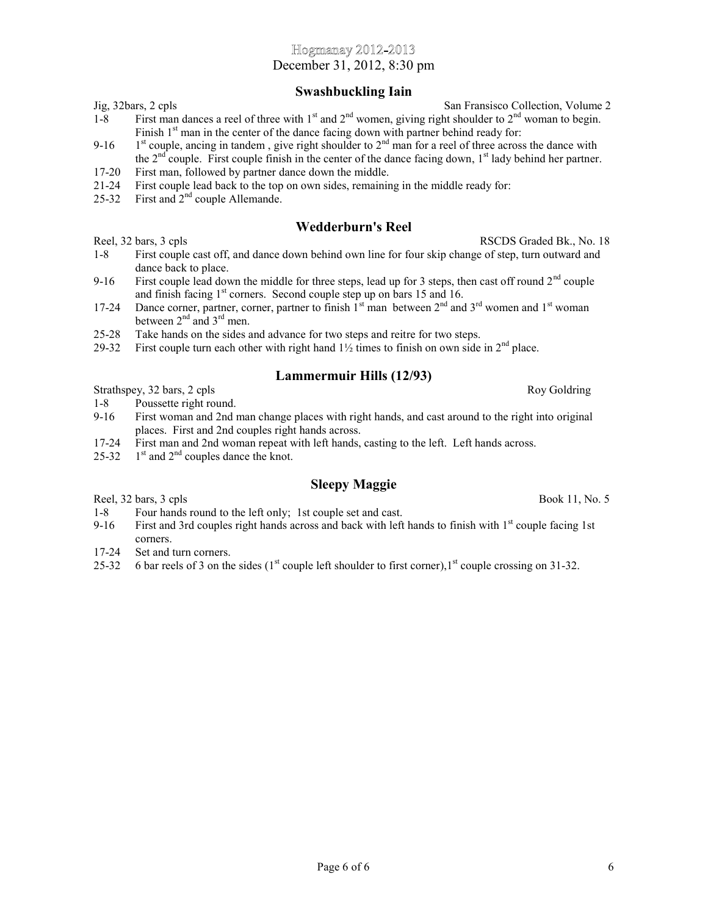# Hogmanay 2012-2013

December 31, 2012, 8:30 pm

### Swashbuckling Iain

Jig, 32bars, 2 cpls San Fransisco Collection, Volume 2

- 1-8 First man dances a reel of three with 1st and 2nd women, giving right shoulder to 2nd woman to begin. Finish 1st man in the center of the dance facing down with partner behind ready for:
- 9-16 1st couple, ancing in tandem , give right shoulder to 2nd man for a reel of three across the dance with the 2nd couple. First couple finish in the center of the dance facing down, 1st lady behind her partner.
- 17-20 First man, followed by partner dance down the middle.
- 21-24 First couple lead back to the top on own sides, remaining in the middle ready for:
- 25-32 First and 2nd couple Allemande.

### Wedderburn's Reel

Reel, 32 bars, 3 cpls RSCDS Graded Bk., No. 18

- 1-8 First couple cast off, and dance down behind own line for four skip change of step, turn outward and dance back to place.
- 9-16 First couple lead down the middle for three steps, lead up for 3 steps, then cast off round 2nd couple and finish facing 1st corners. Second couple step up on bars 15 and 16.
- 17-24 Dance corner, partner, corner, partner to finish 1st man between 2nd and 3rd women and 1st woman between 2nd and 3rd men.
- 25-28 Take hands on the sides and advance for two steps and reitre for two steps.
- 29-32 First couple turn each other with right hand 1½ times to finish on own side in 2nd place.

### Lammermuir Hills (12/93)

Strathspey, 32 bars, 2 cpls Roy Goldring

- 1-8 Poussette right round.
- 9-16 First woman and 2nd man change places with right hands, and cast around to the right into original places. First and 2nd couples right hands across.
- 17-24 First man and 2nd woman repeat with left hands, casting to the left. Left hands across.
- 25-32 1st and 2nd couples dance the knot.

### Sleepy Maggie

Reel, 32 bars, 3 cpls Book 11, No. 5

- 1-8 Four hands round to the left only; 1st couple set and cast.
- 9-16 First and 3rd couples right hands across and back with left hands to finish with 1st couple facing 1st corners.
- 17-24 Set and turn corners.
- 25-32 6 bar reels of 3 on the sides (1st couple left shoulder to first corner),1st couple crossing on 31-32.